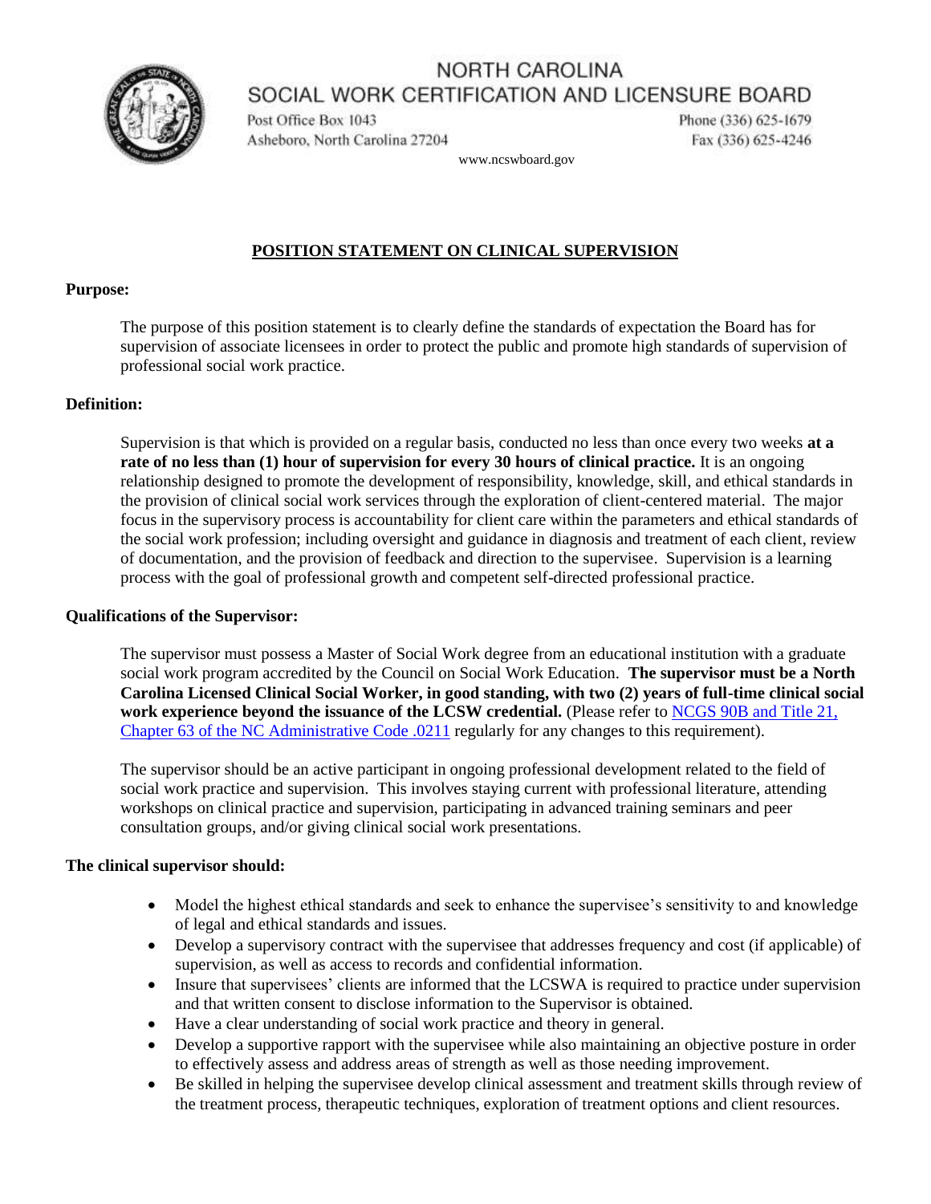# NORTH CAROLINA SOCIAL WORK CERTIFICATION AND LICENSURE BOARD

Post Office Box 1043
Asheboro, North Carolina 27204

Phone (336) 625-1679
Fax (336) 625-4246

www.ncswboard.gov

## POSITION STATEMENT ON CLINICAL SUPERVISION

**Purpose:**

The purpose of this position statement is to clearly define the standards of expectation the Board has for supervision of associate licensees in order to protect the public and promote high standards of supervision of professional social work practice.

**Definition:**

Supervision is that which is provided on a regular basis, conducted no less than once every two weeks **at a rate of no less than (1) hour of supervision for every 30 hours of clinical practice.** It is an ongoing relationship designed to promote the development of responsibility, knowledge, skill, and ethical standards in the provision of clinical social work services through the exploration of client-centered material. The major focus in the supervisory process is accountability for client care within the parameters and ethical standards of the social work profession; including oversight and guidance in diagnosis and treatment of each client, review of documentation, and the provision of feedback and direction to the supervisee. Supervision is a learning process with the goal of professional growth and competent self-directed professional practice.

**Qualifications of the Supervisor:**

The supervisor must possess a Master of Social Work degree from an educational institution with a graduate social work program accredited by the Council on Social Work Education. **The supervisor must be a North Carolina Licensed Clinical Social Worker, in good standing, with two (2) years of full-time clinical social work experience beyond the issuance of the LCSW credential.** (Please refer to NCGS 90B and Title 21, Chapter 63 of the NC Administrative Code .0211 regularly for any changes to this requirement).

The supervisor should be an active participant in ongoing professional development related to the field of social work practice and supervision. This involves staying current with professional literature, attending workshops on clinical practice and supervision, participating in advanced training seminars and peer consultation groups, and/or giving clinical social work presentations.

**The clinical supervisor should:**

- Model the highest ethical standards and seek to enhance the supervisee's sensitivity to and knowledge of legal and ethical standards and issues.
- Develop a supervisory contract with the supervisee that addresses frequency and cost (if applicable) of supervision, as well as access to records and confidential information.
- Insure that supervisees' clients are informed that the LCSWA is required to practice under supervision and that written consent to disclose information to the Supervisor is obtained.
- Have a clear understanding of social work practice and theory in general.
- Develop a supportive rapport with the supervisee while also maintaining an objective posture in order to effectively assess and address areas of strength as well as those needing improvement.
- Be skilled in helping the supervisee develop clinical assessment and treatment skills through review of the treatment process, therapeutic techniques, exploration of treatment options and client resources.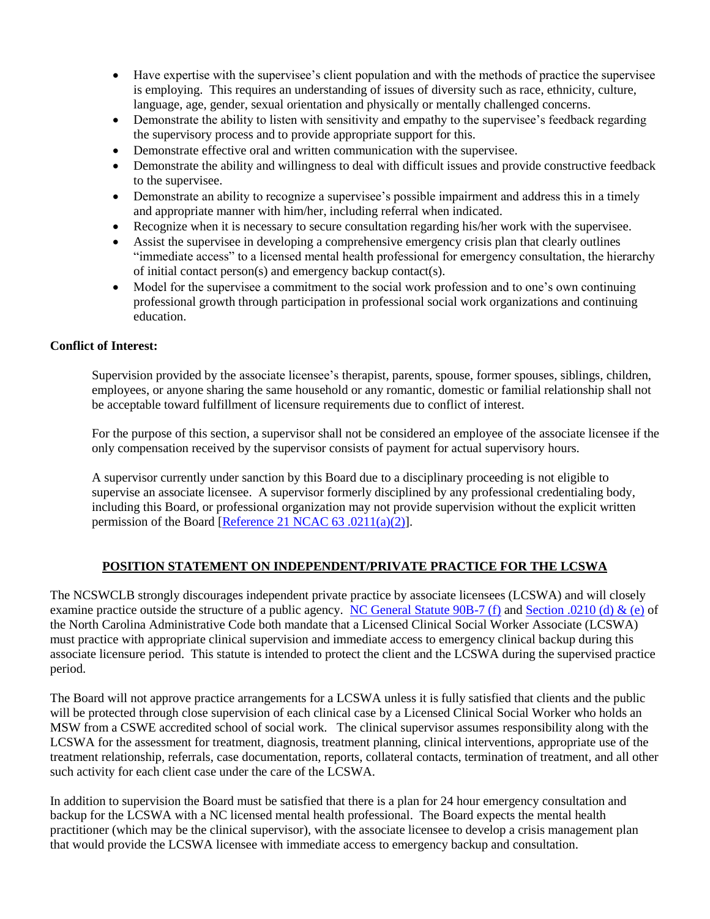- Have expertise with the supervisee's client population and with the methods of practice the supervisee is employing. This requires an understanding of issues of diversity such as race, ethnicity, culture, language, age, gender, sexual orientation and physically or mentally challenged concerns.
- Demonstrate the ability to listen with sensitivity and empathy to the supervisee's feedback regarding the supervisory process and to provide appropriate support for this.
- Demonstrate effective oral and written communication with the supervisee.
- Demonstrate the ability and willingness to deal with difficult issues and provide constructive feedback to the supervisee.
- Demonstrate an ability to recognize a supervisee's possible impairment and address this in a timely and appropriate manner with him/her, including referral when indicated.
- Recognize when it is necessary to secure consultation regarding his/her work with the supervisee.
- Assist the supervisee in developing a comprehensive emergency crisis plan that clearly outlines "immediate access" to a licensed mental health professional for emergency consultation, the hierarchy of initial contact person(s) and emergency backup contact(s).
- Model for the supervisee a commitment to the social work profession and to one's own continuing professional growth through participation in professional social work organizations and continuing education.

**Conflict of Interest:**

Supervision provided by the associate licensee's therapist, parents, spouse, former spouses, siblings, children, employees, or anyone sharing the same household or any romantic, domestic or familial relationship shall not be acceptable toward fulfillment of licensure requirements due to conflict of interest.

For the purpose of this section, a supervisor shall not be considered an employee of the associate licensee if the only compensation received by the supervisor consists of payment for actual supervisory hours.

A supervisor currently under sanction by this Board due to a disciplinary proceeding is not eligible to supervise an associate licensee. A supervisor formerly disciplined by any professional credentialing body, including this Board, or professional organization may not provide supervision without the explicit written permission of the Board [Reference 21 NCAC 63 .0211(a)(2)].

## POSITION STATEMENT ON INDEPENDENT/PRIVATE PRACTICE FOR THE LCSWA

The NCSWCLB strongly discourages independent private practice by associate licensees (LCSWA) and will closely examine practice outside the structure of a public agency. NC General Statute 90B-7 (f) and Section .0210 (d) & (e) of the North Carolina Administrative Code both mandate that a Licensed Clinical Social Worker Associate (LCSWA) must practice with appropriate clinical supervision and immediate access to emergency clinical backup during this associate licensure period. This statute is intended to protect the client and the LCSWA during the supervised practice period.

The Board will not approve practice arrangements for a LCSWA unless it is fully satisfied that clients and the public will be protected through close supervision of each clinical case by a Licensed Clinical Social Worker who holds an MSW from a CSWE accredited school of social work. The clinical supervisor assumes responsibility along with the LCSWA for the assessment for treatment, diagnosis, treatment planning, clinical interventions, appropriate use of the treatment relationship, referrals, case documentation, reports, collateral contacts, termination of treatment, and all other such activity for each client case under the care of the LCSWA.

In addition to supervision the Board must be satisfied that there is a plan for 24 hour emergency consultation and backup for the LCSWA with a NC licensed mental health professional. The Board expects the mental health practitioner (which may be the clinical supervisor), with the associate licensee to develop a crisis management plan that would provide the LCSWA licensee with immediate access to emergency backup and consultation.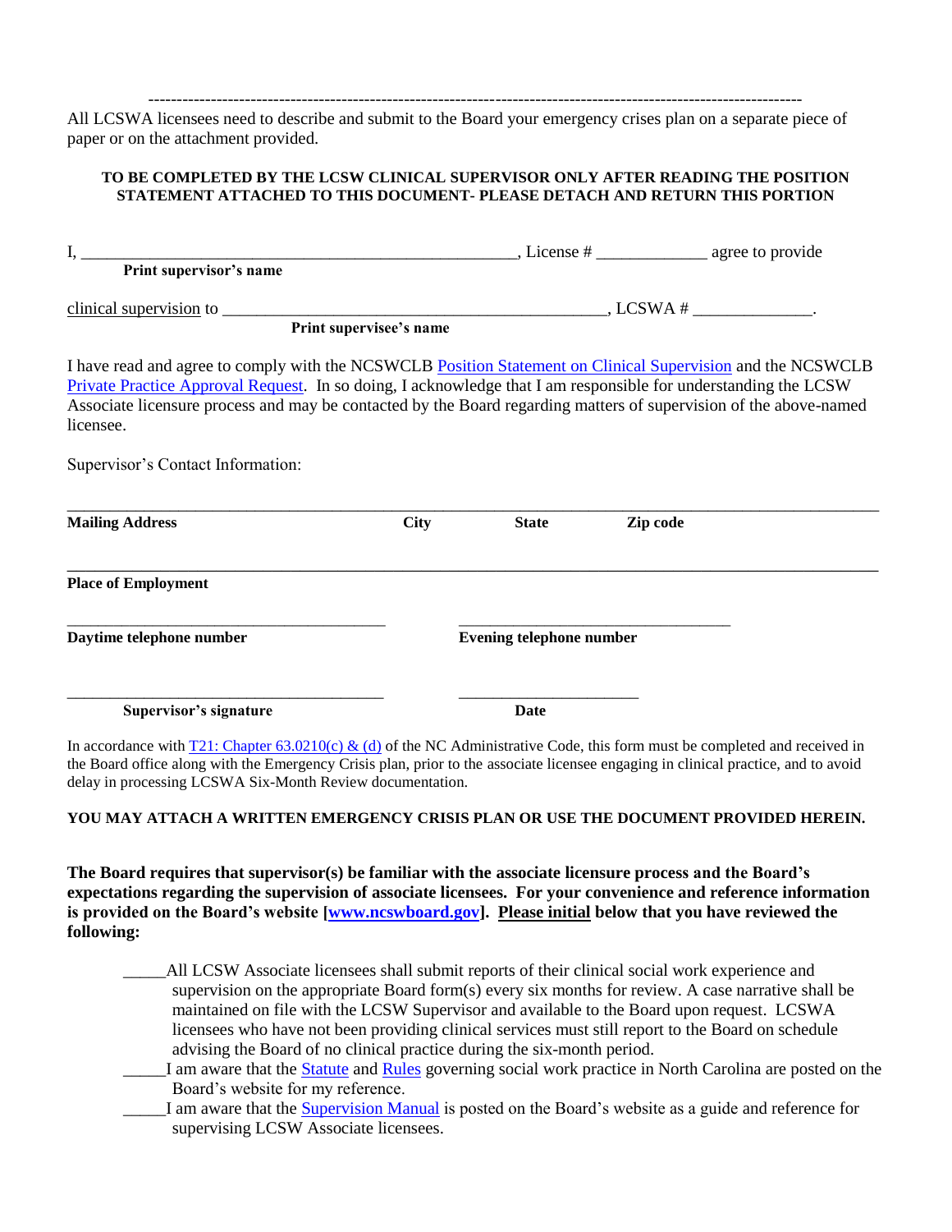-----------------------------------------------------------------------------------------------------------------

All LCSWA licensees need to describe and submit to the Board your emergency crises plan on a separate piece of paper or on the attachment provided.

**TO BE COMPLETED BY THE LCSW CLINICAL SUPERVISOR ONLY AFTER READING THE POSITION STATEMENT ATTACHED TO THIS DOCUMENT- PLEASE DETACH AND RETURN THIS PORTION**

I, ___________________________________________________, License # _____________ agree to provide
**Print supervisor's name**

clinical supervision to _____________________________________________, LCSWA # ______________.
**Print supervisee's name**

I have read and agree to comply with the NCSWCLB Position Statement on Clinical Supervision and the NCSWCLB Private Practice Approval Request. In so doing, I acknowledge that I am responsible for understanding the LCSW Associate licensure process and may be contacted by the Board regarding matters of supervision of the above-named licensee.

Supervisor's Contact Information:

_____________________________________________________________________________________________
**Mailing Address** **City** **State** **Zip code**

_____________________________________________________________________________________________
**Place of Employment**

________________________________________ __________________________________
**Daytime telephone number** **Evening telephone number**

________________________________________ ______________________
**Supervisor's signature** **Date**

In accordance with T21: Chapter 63.0210(c) & (d) of the NC Administrative Code, this form must be completed and received in the Board office along with the Emergency Crisis plan, prior to the associate licensee engaging in clinical practice, and to avoid delay in processing LCSWA Six-Month Review documentation.

**YOU MAY ATTACH A WRITTEN EMERGENCY CRISIS PLAN OR USE THE DOCUMENT PROVIDED HEREIN.**

**The Board requires that supervisor(s) be familiar with the associate licensure process and the Board's expectations regarding the supervision of associate licensees. For your convenience and reference information is provided on the Board's website [www.ncswboard.gov]. Please initial below that you have reviewed the following:**

_____All LCSW Associate licensees shall submit reports of their clinical social work experience and supervision on the appropriate Board form(s) every six months for review. A case narrative shall be maintained on file with the LCSW Supervisor and available to the Board upon request. LCSWA licensees who have not been providing clinical services must still report to the Board on schedule advising the Board of no clinical practice during the six-month period.

_____I am aware that the Statute and Rules governing social work practice in North Carolina are posted on the Board's website for my reference.

_____I am aware that the Supervision Manual is posted on the Board's website as a guide and reference for supervising LCSW Associate licensees.